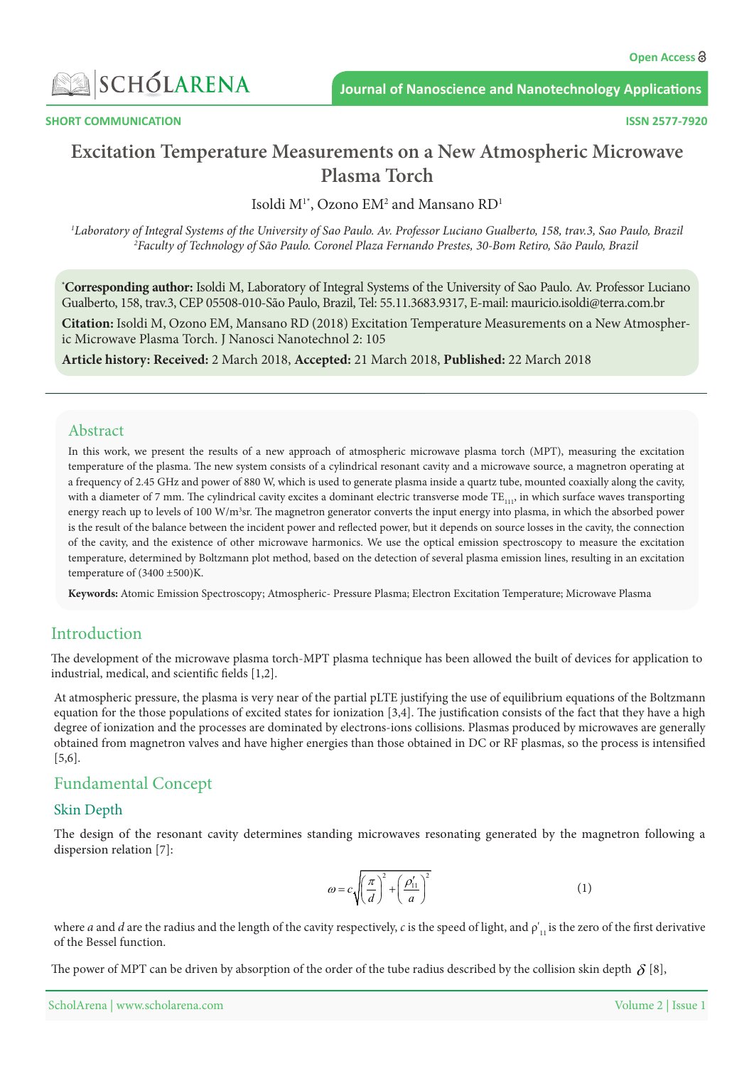SHORT COMMUNICATION

# Excitation Temperature Measurements on a New Atmospheric Microwave Plasma Torch

Isoldi M[1*], Ozono EM[2] and Mansano RD[1]

*[1]Laboratory of Integral Systems of the University of Sao Paulo. Av. Professor Luciano Gualberto, 158, trav.3, Sao Paulo, Brazil*
*[2]Faculty of Technology of São Paulo. Coronel Plaza Fernando Prestes, 30-Bom Retiro, São Paulo, Brazil*

**[*]Corresponding author:** Isoldi M, Laboratory of Integral Systems of the University of Sao Paulo. Av. Professor Luciano Gualberto, 158, trav.3, CEP 05508-010-São Paulo, Brazil, Tel: 55.11.3683.9317, E-mail: mauricio.isoldi@terra.com.br

**Citation:** Isoldi M, Ozono EM, Mansano RD (2018) Excitation Temperature Measurements on a New Atmospheric Microwave Plasma Torch. J Nanosci Nanotechnol 2: 105

**Article history: Received:** 2 March 2018, **Accepted:** 21 March 2018, **Published:** 22 March 2018

## Abstract

In this work, we present the results of a new approach of atmospheric microwave plasma torch (MPT), measuring the excitation temperature of the plasma. The new system consists of a cylindrical resonant cavity and a microwave source, a magnetron operating at a frequency of 2.45 GHz and power of 880 W, which is used to generate plasma inside a quartz tube, mounted coaxially along the cavity, with a diameter of 7 mm. The cylindrical cavity excites a dominant electric transverse mode $TE_{111}$, in which surface waves transporting energy reach up to levels of 100 W/m³sr. The magnetron generator converts the input energy into plasma, in which the absorbed power is the result of the balance between the incident power and reflected power, but it depends on source losses in the cavity, the connection of the cavity, and the existence of other microwave harmonics. We use the optical emission spectroscopy to measure the excitation temperature, determined by Boltzmann plot method, based on the detection of several plasma emission lines, resulting in an excitation temperature of (3400 ±500)K.

**Keywords:** Atomic Emission Spectroscopy; Atmospheric- Pressure Plasma; Electron Excitation Temperature; Microwave Plasma

## Introduction

The development of the microwave plasma torch-MPT plasma technique has been allowed the built of devices for application to industrial, medical, and scientific fields [1,2].

At atmospheric pressure, the plasma is very near of the partial pLTE justifying the use of equilibrium equations of the Boltzmann equation for the those populations of excited states for ionization [3,4]. The justification consists of the fact that they have a high degree of ionization and the processes are dominated by electrons-ions collisions. Plasmas produced by microwaves are generally obtained from magnetron valves and have higher energies than those obtained in DC or RF plasmas, so the process is intensified [5,6].

## Fundamental Concept

### Skin Depth

The design of the resonant cavity determines standing microwaves resonating generated by the magnetron following a dispersion relation [7]:

$$\omega = c\sqrt{\left(\frac{\pi}{d}\right)^2 + \left(\frac{\rho'_{11}}{a}\right)^2} \tag{1}$$

where $a$ and $d$ are the radius and the length of the cavity respectively, $c$ is the speed of light, and $\rho'_{11}$ is the zero of the first derivative of the Bessel function.

The power of MPT can be driven by absorption of the order of the tube radius described by the collision skin depth $\delta$ [8],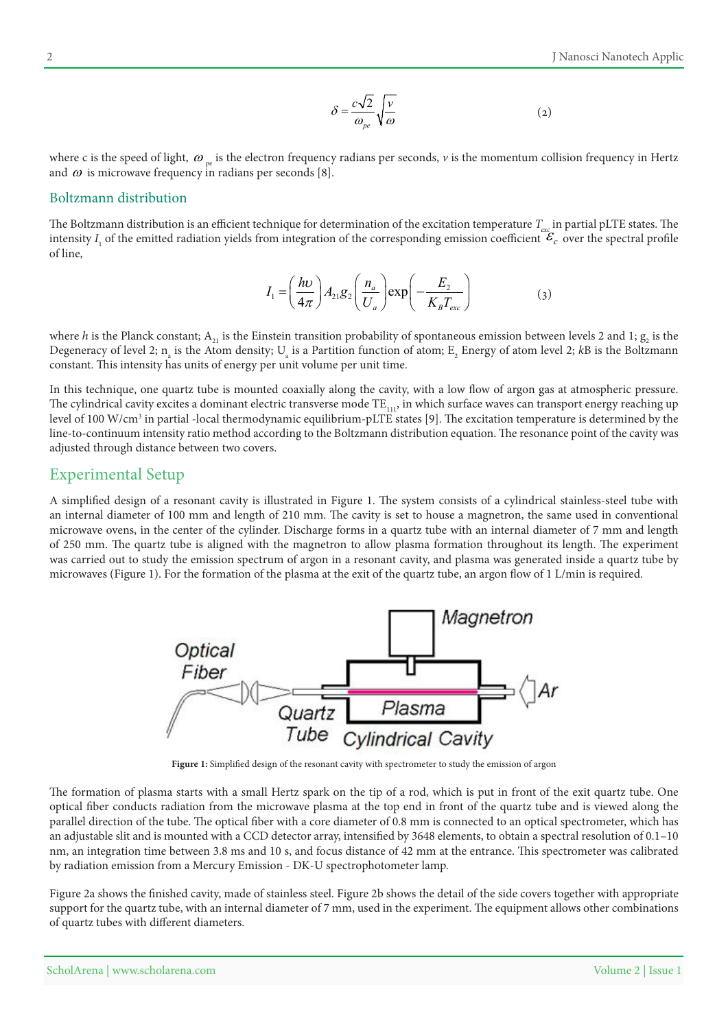$$\delta = \frac{c\sqrt{2}}{\omega_{pe}}\sqrt{\frac{v}{\omega}} \tag{2}$$

where c is the speed of light, $\omega_{pe}$ is the electron frequency radians per seconds, $v$ is the momentum collision frequency in Hertz and $\omega$ is microwave frequency in radians per seconds [8].

## Boltzmann distribution

The Boltzmann distribution is an efficient technique for determination of the excitation temperature $T_{exc}$ in partial pLTE states. The intensity $I_1$ of the emitted radiation yields from integration of the corresponding emission coefficient $\varepsilon_c$ over the spectral profile of line,

$$I_1 = \left(\frac{h\upsilon}{4\pi}\right) A_{21} g_2 \left(\frac{n_a}{U_a}\right) \exp\left(-\frac{E_2}{K_B T_{exc}}\right) \tag{3}$$

where $h$ is the Planck constant; $A_{21}$ is the Einstein transition probability of spontaneous emission between levels 2 and 1; $g_2$ is the Degeneracy of level 2; $n_a$ is the Atom density; $U_a$ is a Partition function of atom; $E_2$ Energy of atom level 2; $k$B is the Boltzmann constant. This intensity has units of energy per unit volume per unit time.

In this technique, one quartz tube is mounted coaxially along the cavity, with a low flow of argon gas at atmospheric pressure. The cylindrical cavity excites a dominant electric transverse mode $TE_{111}$, in which surface waves can transport energy reaching up level of 100 W/cm$^3$ in partial -local thermodynamic equilibrium-pLTE states [9]. The excitation temperature is determined by the line-to-continuum intensity ratio method according to the Boltzmann distribution equation. The resonance point of the cavity was adjusted through distance between two covers.

# Experimental Setup

A simplified design of a resonant cavity is illustrated in Figure 1. The system consists of a cylindrical stainless-steel tube with an internal diameter of 100 mm and length of 210 mm. The cavity is set to house a magnetron, the same used in conventional microwave ovens, in the center of the cylinder. Discharge forms in a quartz tube with an internal diameter of 7 mm and length of 250 mm. The quartz tube is aligned with the magnetron to allow plasma formation throughout its length. The experiment was carried out to study the emission spectrum of argon in a resonant cavity, and plasma was generated inside a quartz tube by microwaves (Figure 1). For the formation of the plasma at the exit of the quartz tube, an argon flow of 1 L/min is required.

**Figure 1:** Simplified design of the resonant cavity with spectrometer to study the emission of argon

The formation of plasma starts with a small Hertz spark on the tip of a rod, which is put in front of the exit quartz tube. One optical fiber conducts radiation from the microwave plasma at the top end in front of the quartz tube and is viewed along the parallel direction of the tube. The optical fiber with a core diameter of 0.8 mm is connected to an optical spectrometer, which has an adjustable slit and is mounted with a CCD detector array, intensified by 3648 elements, to obtain a spectral resolution of 0.1–10 nm, an integration time between 3.8 ms and 10 s, and focus distance of 42 mm at the entrance. This spectrometer was calibrated by radiation emission from a Mercury Emission - DK-U spectrophotometer lamp.

Figure 2a shows the finished cavity, made of stainless steel. Figure 2b shows the detail of the side covers together with appropriate support for the quartz tube, with an internal diameter of 7 mm, used in the experiment. The equipment allows other combinations of quartz tubes with different diameters.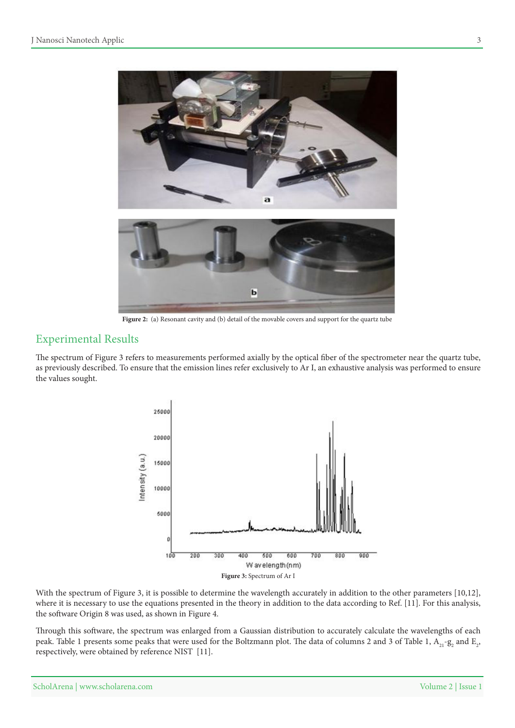Figure 2: (a) Resonant cavity and (b) detail of the movable covers and support for the quartz tube

## Experimental Results

The spectrum of Figure 3 refers to measurements performed axially by the optical fiber of the spectrometer near the quartz tube, as previously described. To ensure that the emission lines refer exclusively to Ar I, an exhaustive analysis was performed to ensure the values sought.

Figure 3: Spectrum of Ar I

With the spectrum of Figure 3, it is possible to determine the wavelength accurately in addition to the other parameters [10,12], where it is necessary to use the equations presented in the theory in addition to the data according to Ref. [11]. For this analysis, the software Origin 8 was used, as shown in Figure 4.

Through this software, the spectrum was enlarged from a Gaussian distribution to accurately calculate the wavelengths of each peak. Table 1 presents some peaks that were used for the Boltzmann plot. The data of columns 2 and 3 of Table 1, $A_{21}$-$g_2$ and $E_2$, respectively, were obtained by reference NIST [11].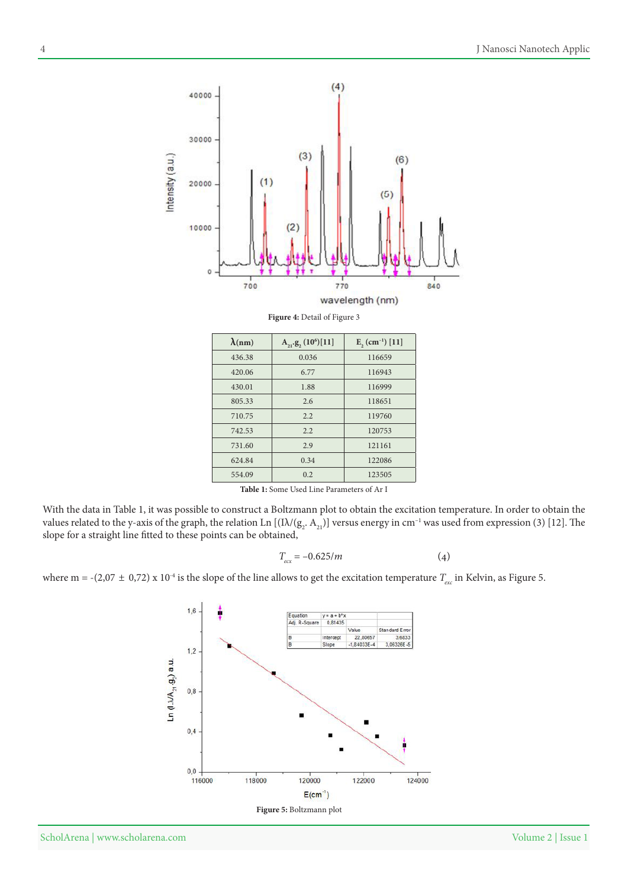Figure 4: Detail of Figure 3

| λ(nm) | $A_{21}.g_2$ ($10^6$)[11] | $E_2$ ($cm^{-1}$) [11] |
|---|---|---|
| 436.38 | 0.036 | 116659 |
| 420.06 | 6.77 | 116943 |
| 430.01 | 1.88 | 116999 |
| 805.33 | 2.6 | 118651 |
| 710.75 | 2.2 | 119760 |
| 742.53 | 2.2 | 120753 |
| 731.60 | 2.9 | 121161 |
| 624.84 | 0.34 | 122086 |
| 554.09 | 0.2 | 123505 |

Table 1: Some Used Line Parameters of Ar I

With the data in Table 1, it was possible to construct a Boltzmann plot to obtain the excitation temperature. In order to obtain the values related to the y-axis of the graph, the relation Ln [(Iλ/($g_2$. $A_{21}$)] versus energy in $cm^{-1}$ was used from expression (3) [12]. The slope for a straight line fitted to these points can be obtained,

$$T_{ecx} = -0.625/m \qquad (4)$$

where m = -(2,07 ± 0,72) x $10^{-4}$ is the slope of the line allows to get the excitation temperature $T_{exc}$ in Kelvin, as Figure 5.

Figure 5: Boltzmann plot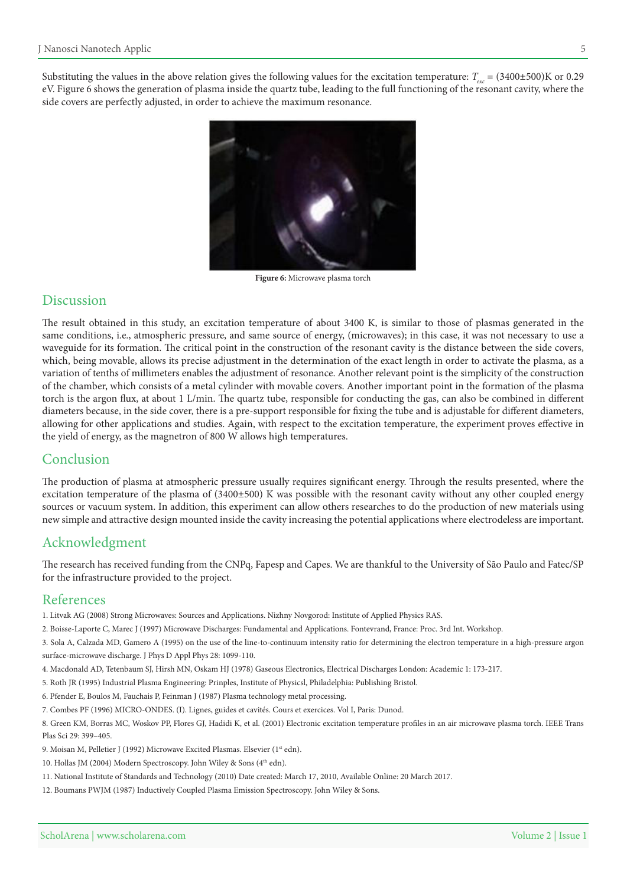Substituting the values in the above relation gives the following values for the excitation temperature: $T_{exc}$ = (3400±500)K or 0.29 eV. Figure 6 shows the generation of plasma inside the quartz tube, leading to the full functioning of the resonant cavity, where the side covers are perfectly adjusted, in order to achieve the maximum resonance.

**Figure 6:** Microwave plasma torch

## Discussion

The result obtained in this study, an excitation temperature of about 3400 K, is similar to those of plasmas generated in the same conditions, i.e., atmospheric pressure, and same source of energy, (microwaves); in this case, it was not necessary to use a waveguide for its formation. The critical point in the construction of the resonant cavity is the distance between the side covers, which, being movable, allows its precise adjustment in the determination of the exact length in order to activate the plasma, as a variation of tenths of millimeters enables the adjustment of resonance. Another relevant point is the simplicity of the construction of the chamber, which consists of a metal cylinder with movable covers. Another important point in the formation of the plasma torch is the argon flux, at about 1 L/min. The quartz tube, responsible for conducting the gas, can also be combined in different diameters because, in the side cover, there is a pre-support responsible for fixing the tube and is adjustable for different diameters, allowing for other applications and studies. Again, with respect to the excitation temperature, the experiment proves effective in the yield of energy, as the magnetron of 800 W allows high temperatures.

## Conclusion

The production of plasma at atmospheric pressure usually requires significant energy. Through the results presented, where the excitation temperature of the plasma of (3400±500) K was possible with the resonant cavity without any other coupled energy sources or vacuum system. In addition, this experiment can allow others researches to do the production of new materials using new simple and attractive design mounted inside the cavity increasing the potential applications where electrodeless are important.

## Acknowledgment

The research has received funding from the CNPq, Fapesp and Capes. We are thankful to the University of São Paulo and Fatec/SP for the infrastructure provided to the project.

## References

1. Litvak AG (2008) Strong Microwaves: Sources and Applications. Nizhny Novgorod: Institute of Applied Physics RAS.
2. Boisse-Laporte C, Marec J (1997) Microwave Discharges: Fundamental and Applications. Fontevrand, France: Proc. 3rd Int. Workshop.
3. Sola A, Calzada MD, Gamero A (1995) on the use of the line-to-continuum intensity ratio for determining the electron temperature in a high-pressure argon surface-microwave discharge. J Phys D Appl Phys 28: 1099-110.
4. Macdonald AD, Tetenbaum SJ, Hirsh MN, Oskam HJ (1978) Gaseous Electronics, Electrical Discharges London: Academic 1: 173-217.
5. Roth JR (1995) Industrial Plasma Engineering: Prinples, Institute of Physicsl, Philadelphia: Publishing Bristol.
6. Pfender E, Boulos M, Fauchais P, Feinman J (1987) Plasma technology metal processing.
7. Combes PF (1996) MICRO-ONDES. (I). Lignes, guides et cavités. Cours et exercices. Vol I, Paris: Dunod.
8. Green KM, Borras MC, Woskov PP, Flores GJ, Hadidi K, et al. (2001) Electronic excitation temperature profiles in an air microwave plasma torch. IEEE Trans Plas Sci 29: 399–405.
9. Moisan M, Pelletier J (1992) Microwave Excited Plasmas. Elsevier (1st edn).
10. Hollas JM (2004) Modern Spectroscopy. John Wiley & Sons (4th edn).
11. National Institute of Standards and Technology (2010) Date created: March 17, 2010, Available Online: 20 March 2017.
12. Boumans PWJM (1987) Inductively Coupled Plasma Emission Spectroscopy. John Wiley & Sons.